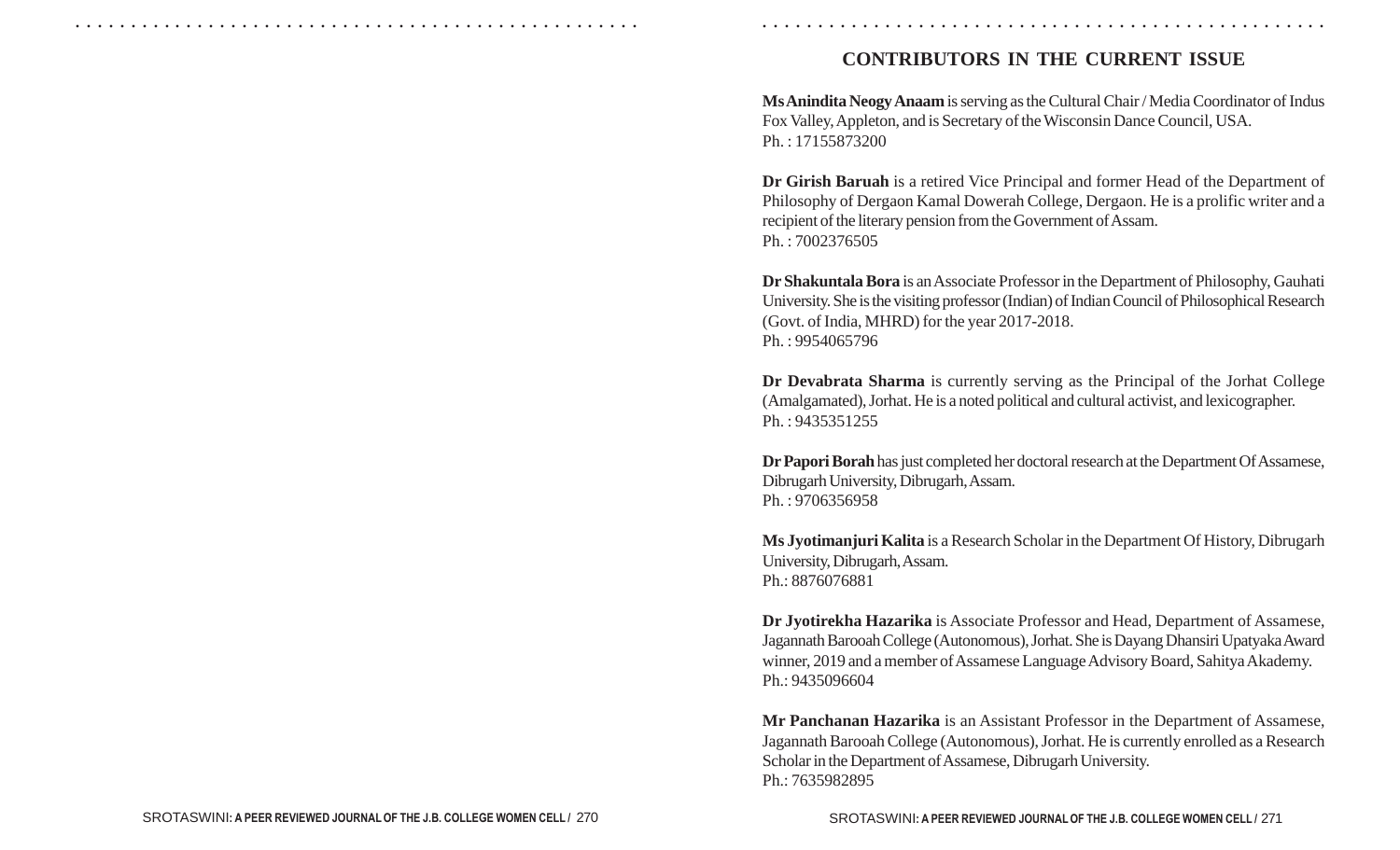## CONTRIBUTORS IN THE CURRENT ISSUE

**Ms Anindita Neogy Anaam** is serving as the Cultural Chair / Media Coordinator of Indus Fox Valley, Appleton, and is Secretary of the Wisconsin Dance Council, USA.
Ph. : 17155873200

**Dr Girish Baruah** is a retired Vice Principal and former Head of the Department of Philosophy of Dergaon Kamal Dowerah College, Dergaon. He is a prolific writer and a recipient of the literary pension from the Government of Assam.
Ph. : 7002376505

**Dr Shakuntala Bora** is an Associate Professor in the Department of Philosophy, Gauhati University. She is the visiting professor (Indian) of Indian Council of Philosophical Research (Govt. of India, MHRD) for the year 2017-2018.
Ph. : 9954065796

**Dr Devabrata Sharma** is currently serving as the Principal of the Jorhat College (Amalgamated), Jorhat. He is a noted political and cultural activist, and lexicographer.
Ph. : 9435351255

**Dr Papori Borah** has just completed her doctoral research at the Department Of Assamese, Dibrugarh University, Dibrugarh, Assam.
Ph. : 9706356958

**Ms Jyotimanjuri Kalita** is a Research Scholar in the Department Of History, Dibrugarh University, Dibrugarh, Assam.
Ph.: 8876076881

**Dr Jyotirekha Hazarika** is Associate Professor and Head, Department of Assamese, Jagannath Barooah College (Autonomous), Jorhat. She is Dayang Dhansiri Upatyaka Award winner, 2019 and a member of Assamese Language Advisory Board, Sahitya Akademy.
Ph.: 9435096604

**Mr Panchanan Hazarika** is an Assistant Professor in the Department of Assamese, Jagannath Barooah College (Autonomous), Jorhat. He is currently enrolled as a Research Scholar in the Department of Assamese, Dibrugarh University.
Ph.: 7635982895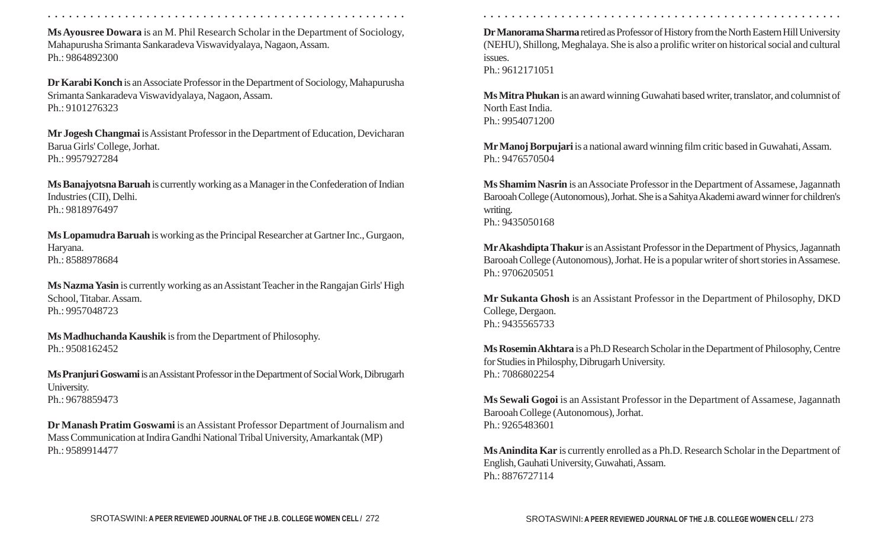**Ms Ayousree Dowara** is an M. Phil Research Scholar in the Department of Sociology, Mahapurusha Srimanta Sankaradeva Viswavidyalaya, Nagaon, Assam.
Ph.: 9864892300

**Dr Karabi Konch** is an Associate Professor in the Department of Sociology, Mahapurusha Srimanta Sankaradeva Viswavidyalaya, Nagaon, Assam.
Ph.: 9101276323

**Mr Jogesh Changmai** is Assistant Professor in the Department of Education, Devicharan Barua Girls' College, Jorhat.
Ph.: 9957927284

**Ms Banajyotsna Baruah** is currently working as a Manager in the Confederation of Indian Industries (CII), Delhi.
Ph.: 9818976497

**Ms Lopamudra Baruah** is working as the Principal Researcher at Gartner Inc., Gurgaon, Haryana.
Ph.: 8588978684

**Ms Nazma Yasin** is currently working as an Assistant Teacher in the Rangajan Girls' High School, Titabar. Assam.
Ph.: 9957048723

**Ms Madhuchanda Kaushik** is from the Department of Philosophy.
Ph.: 9508162452

**Ms Pranjuri Goswami** is an Assistant Professor in the Department of Social Work, Dibrugarh University.
Ph.: 9678859473

**Dr Manash Pratim Goswami** is an Assistant Professor Department of Journalism and Mass Communication at Indira Gandhi National Tribal University, Amarkantak (MP)
Ph.: 9589914477

**Dr Manorama Sharma** retired as Professor of History from the North Eastern Hill University (NEHU), Shillong, Meghalaya. She is also a prolific writer on historical social and cultural issues.
Ph.: 9612171051

**Ms Mitra Phukan** is an award winning Guwahati based writer, translator, and columnist of North East India.
Ph.: 9954071200

**Mr Manoj Borpujari** is a national award winning film critic based in Guwahati, Assam.
Ph.: 9476570504

**Ms Shamim Nasrin** is an Associate Professor in the Department of Assamese, Jagannath Barooah College (Autonomous), Jorhat. She is a Sahitya Akademi award winner for children's writing.
Ph.: 9435050168

**Mr Akashdipta Thakur** is an Assistant Professor in the Department of Physics, Jagannath Barooah College (Autonomous), Jorhat. He is a popular writer of short stories in Assamese.
Ph.: 9706205051

**Mr Sukanta Ghosh** is an Assistant Professor in the Department of Philosophy, DKD College, Dergaon.
Ph.: 9435565733

**Ms Rosemin Akhtara** is a Ph.D Research Scholar in the Department of Philosophy, Centre for Studies in Philosphy, Dibrugarh University.
Ph.: 7086802254

**Ms Sewali Gogoi** is an Assistant Professor in the Department of Assamese, Jagannath Barooah College (Autonomous), Jorhat.
Ph.: 9265483601

**Ms Anindita Kar** is currently enrolled as a Ph.D. Research Scholar in the Department of English, Gauhati University, Guwahati, Assam.
Ph.: 8876727114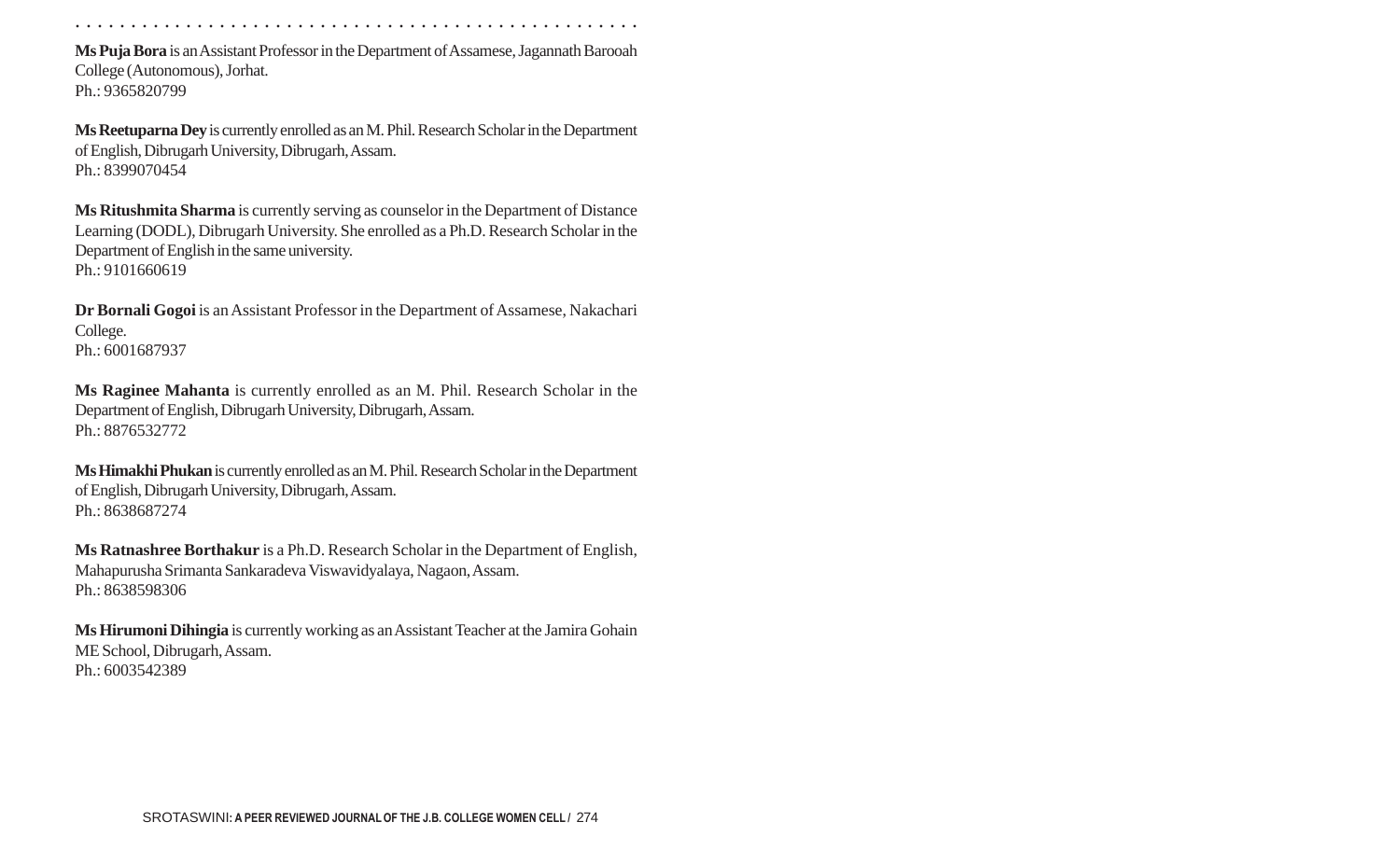**Ms Puja Bora** is an Assistant Professor in the Department of Assamese, Jagannath Barooah College (Autonomous), Jorhat.
Ph.: 9365820799

**Ms Reetuparna Dey** is currently enrolled as an M. Phil. Research Scholar in the Department of English, Dibrugarh University, Dibrugarh, Assam.
Ph.: 8399070454

**Ms Ritushmita Sharma** is currently serving as counselor in the Department of Distance Learning (DODL), Dibrugarh University. She enrolled as a Ph.D. Research Scholar in the Department of English in the same university.
Ph.: 9101660619

**Dr Bornali Gogoi** is an Assistant Professor in the Department of Assamese, Nakachari College.
Ph.: 6001687937

**Ms Raginee Mahanta** is currently enrolled as an M. Phil. Research Scholar in the Department of English, Dibrugarh University, Dibrugarh, Assam.
Ph.: 8876532772

**Ms Himakhi Phukan** is currently enrolled as an M. Phil. Research Scholar in the Department of English, Dibrugarh University, Dibrugarh, Assam.
Ph.: 8638687274

**Ms Ratnashree Borthakur** is a Ph.D. Research Scholar in the Department of English, Mahapurusha Srimanta Sankaradeva Viswavidyalaya, Nagaon, Assam.
Ph.: 8638598306

**Ms Hirumoni Dihingia** is currently working as an Assistant Teacher at the Jamira Gohain ME School, Dibrugarh, Assam.
Ph.: 6003542389